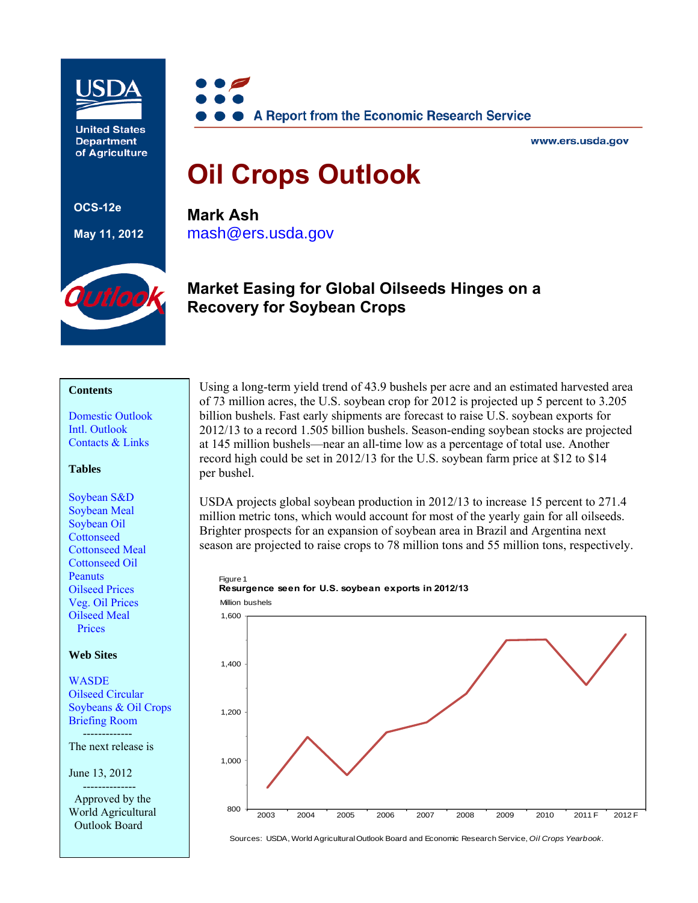USDA

United States Department of Agriculture

OCS-12e

May 11, 2012

A Report from the Economic Research Service

www.ers.usda.gov

# Oil Crops Outlook

**Mark Ash**
mash@ers.usda.gov

## Market Easing for Global Oilseeds Hinges on a Recovery for Soybean Crops

**Contents**

Domestic Outlook
Intl. Outlook
Contacts & Links

**Tables**

Soybean S&D
Soybean Meal
Soybean Oil
Cottonseed
Cottonseed Meal
Cottonseed Oil
Peanuts
Oilseed Prices
Veg. Oil Prices
Oilseed Meal Prices

**Web Sites**

WASDE
Oilseed Circular
Soybeans & Oil Crops Briefing Room

-------------

The next release is

June 13, 2012

--------------

Approved by the World Agricultural Outlook Board

Using a long-term yield trend of 43.9 bushels per acre and an estimated harvested area of 73 million acres, the U.S. soybean crop for 2012 is projected up 5 percent to 3.205 billion bushels. Fast early shipments are forecast to raise U.S. soybean exports for 2012/13 to a record 1.505 billion bushels. Season-ending soybean stocks are projected at 145 million bushels—near an all-time low as a percentage of total use. Another record high could be set in 2012/13 for the U.S. soybean farm price at $12 to $14 per bushel.

USDA projects global soybean production in 2012/13 to increase 15 percent to 271.4 million metric tons, which would account for most of the yearly gain for all oilseeds. Brighter prospects for an expansion of soybean area in Brazil and Argentina next season are projected to raise crops to 78 million tons and 55 million tons, respectively.

Figure 1
**Resurgence seen for U.S. soybean exports in 2012/13**

Million bushels

| Year | Exports (approx.) |
|---|---|
| 2003 | 887 |
| 2004 | 1,097 |
| 2005 | 940 |
| 2006 | 1,116 |
| 2007 | 1,159 |
| 2008 | 1,279 |
| 2009 | 1,499 |
| 2010 | 1,501 |
| 2011 F | 1,315 |
| 2012 F | 1,525 |

Sources: USDA, World Agricultural Outlook Board and Economic Research Service, *Oil Crops Yearbook*.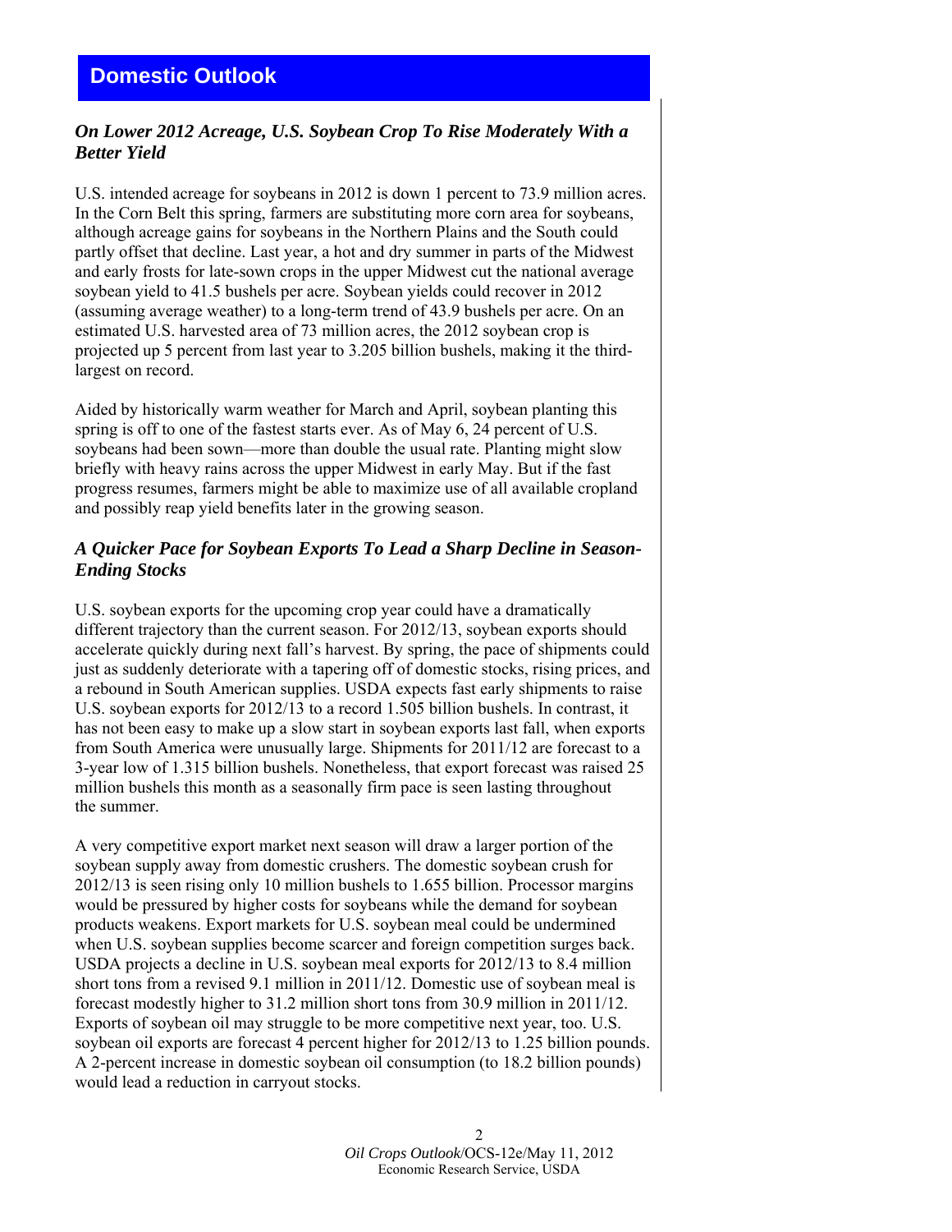# Domestic Outlook

### *On Lower 2012 Acreage, U.S. Soybean Crop To Rise Moderately With a Better Yield*

U.S. intended acreage for soybeans in 2012 is down 1 percent to 73.9 million acres. In the Corn Belt this spring, farmers are substituting more corn area for soybeans, although acreage gains for soybeans in the Northern Plains and the South could partly offset that decline. Last year, a hot and dry summer in parts of the Midwest and early frosts for late-sown crops in the upper Midwest cut the national average soybean yield to 41.5 bushels per acre. Soybean yields could recover in 2012 (assuming average weather) to a long-term trend of 43.9 bushels per acre. On an estimated U.S. harvested area of 73 million acres, the 2012 soybean crop is projected up 5 percent from last year to 3.205 billion bushels, making it the third-largest on record.

Aided by historically warm weather for March and April, soybean planting this spring is off to one of the fastest starts ever. As of May 6, 24 percent of U.S. soybeans had been sown—more than double the usual rate. Planting might slow briefly with heavy rains across the upper Midwest in early May. But if the fast progress resumes, farmers might be able to maximize use of all available cropland and possibly reap yield benefits later in the growing season.

### *A Quicker Pace for Soybean Exports To Lead a Sharp Decline in Season-Ending Stocks*

U.S. soybean exports for the upcoming crop year could have a dramatically different trajectory than the current season. For 2012/13, soybean exports should accelerate quickly during next fall's harvest. By spring, the pace of shipments could just as suddenly deteriorate with a tapering off of domestic stocks, rising prices, and a rebound in South American supplies. USDA expects fast early shipments to raise U.S. soybean exports for 2012/13 to a record 1.505 billion bushels. In contrast, it has not been easy to make up a slow start in soybean exports last fall, when exports from South America were unusually large. Shipments for 2011/12 are forecast to a 3-year low of 1.315 billion bushels. Nonetheless, that export forecast was raised 25 million bushels this month as a seasonally firm pace is seen lasting throughout the summer.

A very competitive export market next season will draw a larger portion of the soybean supply away from domestic crushers. The domestic soybean crush for 2012/13 is seen rising only 10 million bushels to 1.655 billion. Processor margins would be pressured by higher costs for soybeans while the demand for soybean products weakens. Export markets for U.S. soybean meal could be undermined when U.S. soybean supplies become scarcer and foreign competition surges back. USDA projects a decline in U.S. soybean meal exports for 2012/13 to 8.4 million short tons from a revised 9.1 million in 2011/12. Domestic use of soybean meal is forecast modestly higher to 31.2 million short tons from 30.9 million in 2011/12. Exports of soybean oil may struggle to be more competitive next year, too. U.S. soybean oil exports are forecast 4 percent higher for 2012/13 to 1.25 billion pounds. A 2-percent increase in domestic soybean oil consumption (to 18.2 billion pounds) would lead a reduction in carryout stocks.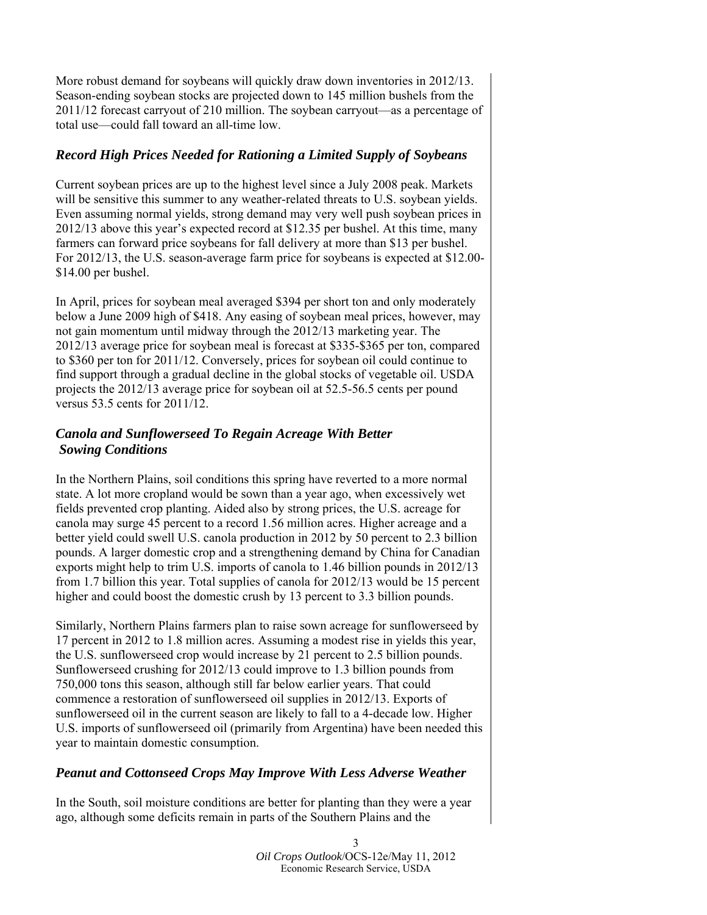More robust demand for soybeans will quickly draw down inventories in 2012/13. Season-ending soybean stocks are projected down to 145 million bushels from the 2011/12 forecast carryout of 210 million. The soybean carryout—as a percentage of total use—could fall toward an all-time low.

### *Record High Prices Needed for Rationing a Limited Supply of Soybeans*

Current soybean prices are up to the highest level since a July 2008 peak. Markets will be sensitive this summer to any weather-related threats to U.S. soybean yields. Even assuming normal yields, strong demand may very well push soybean prices in 2012/13 above this year's expected record at $12.35 per bushel. At this time, many farmers can forward price soybeans for fall delivery at more than $13 per bushel. For 2012/13, the U.S. season-average farm price for soybeans is expected at $12.00-$14.00 per bushel.

In April, prices for soybean meal averaged $394 per short ton and only moderately below a June 2009 high of $418. Any easing of soybean meal prices, however, may not gain momentum until midway through the 2012/13 marketing year. The 2012/13 average price for soybean meal is forecast at $335-$365 per ton, compared to $360 per ton for 2011/12. Conversely, prices for soybean oil could continue to find support through a gradual decline in the global stocks of vegetable oil. USDA projects the 2012/13 average price for soybean oil at 52.5-56.5 cents per pound versus 53.5 cents for 2011/12.

### *Canola and Sunflowerseed To Regain Acreage With Better Sowing Conditions*

In the Northern Plains, soil conditions this spring have reverted to a more normal state. A lot more cropland would be sown than a year ago, when excessively wet fields prevented crop planting. Aided also by strong prices, the U.S. acreage for canola may surge 45 percent to a record 1.56 million acres. Higher acreage and a better yield could swell U.S. canola production in 2012 by 50 percent to 2.3 billion pounds. A larger domestic crop and a strengthening demand by China for Canadian exports might help to trim U.S. imports of canola to 1.46 billion pounds in 2012/13 from 1.7 billion this year. Total supplies of canola for 2012/13 would be 15 percent higher and could boost the domestic crush by 13 percent to 3.3 billion pounds.

Similarly, Northern Plains farmers plan to raise sown acreage for sunflowerseed by 17 percent in 2012 to 1.8 million acres. Assuming a modest rise in yields this year, the U.S. sunflowerseed crop would increase by 21 percent to 2.5 billion pounds. Sunflowerseed crushing for 2012/13 could improve to 1.3 billion pounds from 750,000 tons this season, although still far below earlier years. That could commence a restoration of sunflowerseed oil supplies in 2012/13. Exports of sunflowerseed oil in the current season are likely to fall to a 4-decade low. Higher U.S. imports of sunflowerseed oil (primarily from Argentina) have been needed this year to maintain domestic consumption.

### *Peanut and Cottonseed Crops May Improve With Less Adverse Weather*

In the South, soil moisture conditions are better for planting than they were a year ago, although some deficits remain in parts of the Southern Plains and the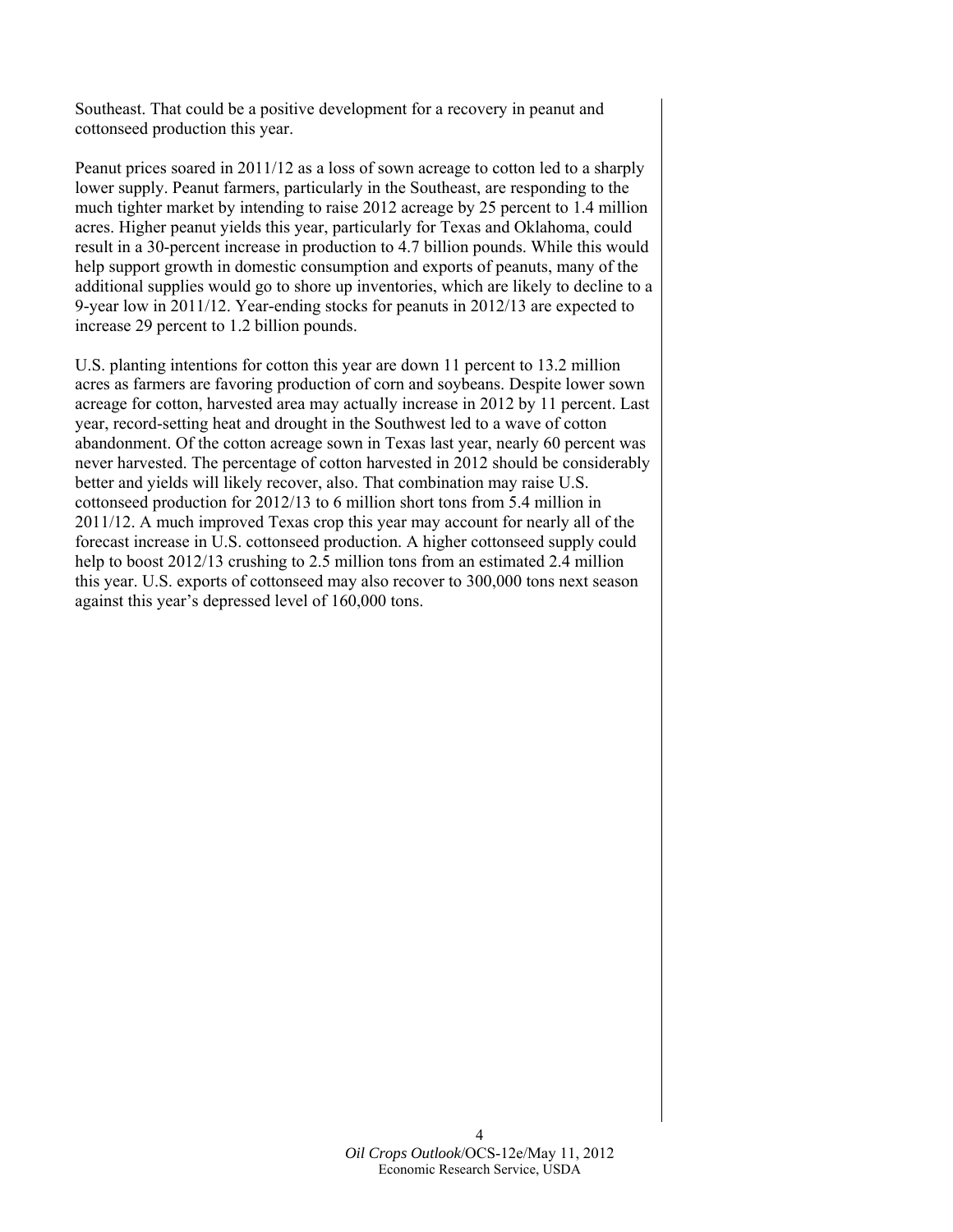Southeast. That could be a positive development for a recovery in peanut and cottonseed production this year.

Peanut prices soared in 2011/12 as a loss of sown acreage to cotton led to a sharply lower supply. Peanut farmers, particularly in the Southeast, are responding to the much tighter market by intending to raise 2012 acreage by 25 percent to 1.4 million acres. Higher peanut yields this year, particularly for Texas and Oklahoma, could result in a 30-percent increase in production to 4.7 billion pounds. While this would help support growth in domestic consumption and exports of peanuts, many of the additional supplies would go to shore up inventories, which are likely to decline to a 9-year low in 2011/12. Year-ending stocks for peanuts in 2012/13 are expected to increase 29 percent to 1.2 billion pounds.

U.S. planting intentions for cotton this year are down 11 percent to 13.2 million acres as farmers are favoring production of corn and soybeans. Despite lower sown acreage for cotton, harvested area may actually increase in 2012 by 11 percent. Last year, record-setting heat and drought in the Southwest led to a wave of cotton abandonment. Of the cotton acreage sown in Texas last year, nearly 60 percent was never harvested. The percentage of cotton harvested in 2012 should be considerably better and yields will likely recover, also. That combination may raise U.S. cottonseed production for 2012/13 to 6 million short tons from 5.4 million in 2011/12. A much improved Texas crop this year may account for nearly all of the forecast increase in U.S. cottonseed production. A higher cottonseed supply could help to boost 2012/13 crushing to 2.5 million tons from an estimated 2.4 million this year. U.S. exports of cottonseed may also recover to 300,000 tons next season against this year's depressed level of 160,000 tons.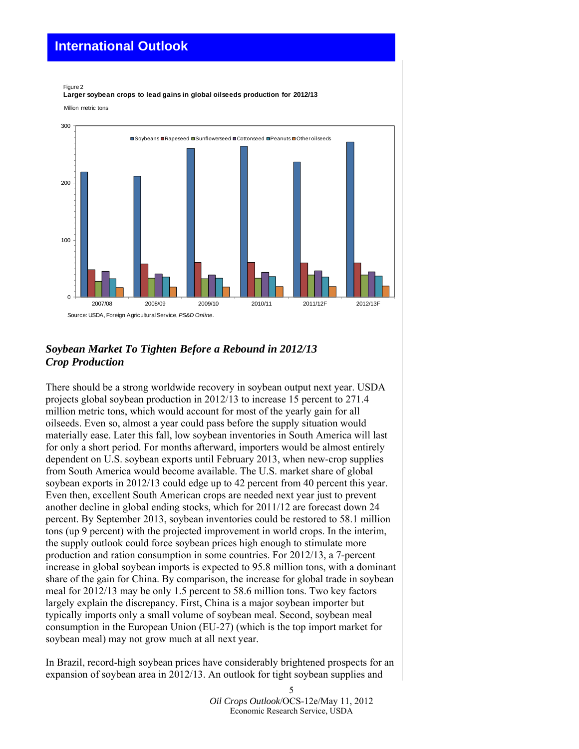## International Outlook

Figure 2
**Larger soybean crops to lead gains in global oilseeds production for 2012/13**

Million metric tons

Source: USDA, Foreign Agricultural Service, *PS&D Online*.

### *Soybean Market To Tighten Before a Rebound in 2012/13 Crop Production*

There should be a strong worldwide recovery in soybean output next year. USDA projects global soybean production in 2012/13 to increase 15 percent to 271.4 million metric tons, which would account for most of the yearly gain for all oilseeds. Even so, almost a year could pass before the supply situation would materially ease. Later this fall, low soybean inventories in South America will last for only a short period. For months afterward, importers would be almost entirely dependent on U.S. soybean exports until February 2013, when new-crop supplies from South America would become available. The U.S. market share of global soybean exports in 2012/13 could edge up to 42 percent from 40 percent this year. Even then, excellent South American crops are needed next year just to prevent another decline in global ending stocks, which for 2011/12 are forecast down 24 percent. By September 2013, soybean inventories could be restored to 58.1 million tons (up 9 percent) with the projected improvement in world crops. In the interim, the supply outlook could force soybean prices high enough to stimulate more production and ration consumption in some countries. For 2012/13, a 7-percent increase in global soybean imports is expected to 95.8 million tons, with a dominant share of the gain for China. By comparison, the increase for global trade in soybean meal for 2012/13 may be only 1.5 percent to 58.6 million tons. Two key factors largely explain the discrepancy. First, China is a major soybean importer but typically imports only a small volume of soybean meal. Second, soybean meal consumption in the European Union (EU-27) (which is the top import market for soybean meal) may not grow much at all next year.

In Brazil, record-high soybean prices have considerably brightened prospects for an expansion of soybean area in 2012/13. An outlook for tight soybean supplies and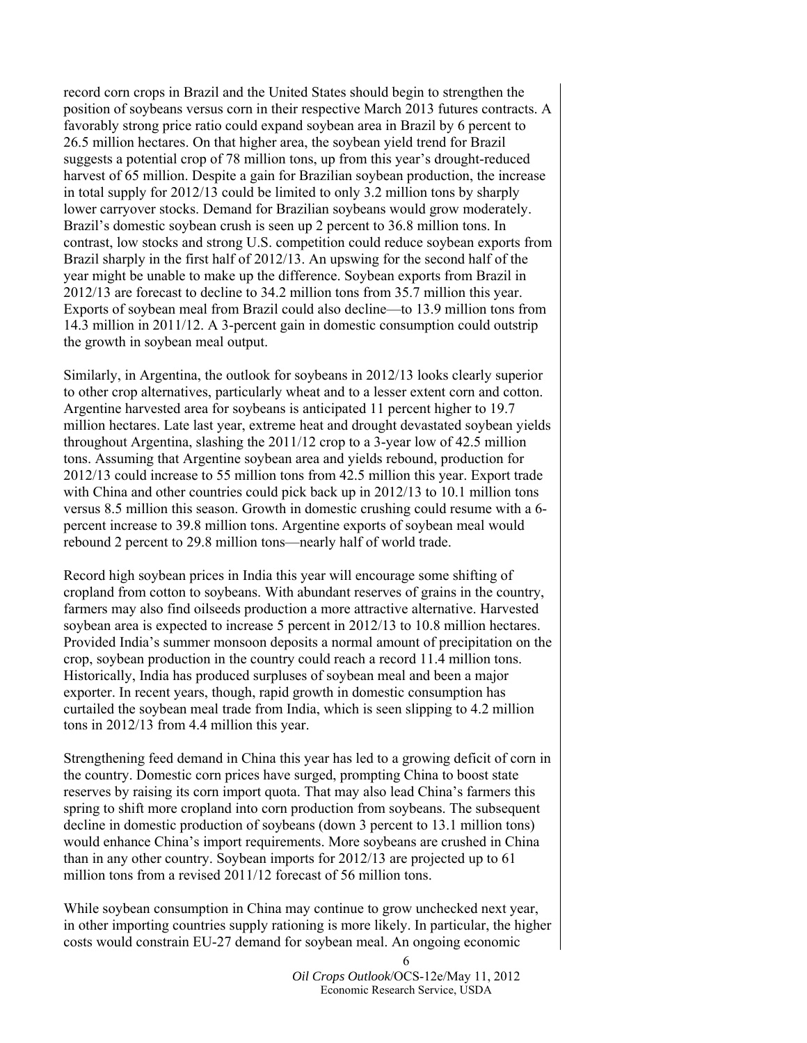record corn crops in Brazil and the United States should begin to strengthen the position of soybeans versus corn in their respective March 2013 futures contracts. A favorably strong price ratio could expand soybean area in Brazil by 6 percent to 26.5 million hectares. On that higher area, the soybean yield trend for Brazil suggests a potential crop of 78 million tons, up from this year's drought-reduced harvest of 65 million. Despite a gain for Brazilian soybean production, the increase in total supply for 2012/13 could be limited to only 3.2 million tons by sharply lower carryover stocks. Demand for Brazilian soybeans would grow moderately. Brazil's domestic soybean crush is seen up 2 percent to 36.8 million tons. In contrast, low stocks and strong U.S. competition could reduce soybean exports from Brazil sharply in the first half of 2012/13. An upswing for the second half of the year might be unable to make up the difference. Soybean exports from Brazil in 2012/13 are forecast to decline to 34.2 million tons from 35.7 million this year. Exports of soybean meal from Brazil could also decline—to 13.9 million tons from 14.3 million in 2011/12. A 3-percent gain in domestic consumption could outstrip the growth in soybean meal output.

Similarly, in Argentina, the outlook for soybeans in 2012/13 looks clearly superior to other crop alternatives, particularly wheat and to a lesser extent corn and cotton. Argentine harvested area for soybeans is anticipated 11 percent higher to 19.7 million hectares. Late last year, extreme heat and drought devastated soybean yields throughout Argentina, slashing the 2011/12 crop to a 3-year low of 42.5 million tons. Assuming that Argentine soybean area and yields rebound, production for 2012/13 could increase to 55 million tons from 42.5 million this year. Export trade with China and other countries could pick back up in 2012/13 to 10.1 million tons versus 8.5 million this season. Growth in domestic crushing could resume with a 6-percent increase to 39.8 million tons. Argentine exports of soybean meal would rebound 2 percent to 29.8 million tons—nearly half of world trade.

Record high soybean prices in India this year will encourage some shifting of cropland from cotton to soybeans. With abundant reserves of grains in the country, farmers may also find oilseeds production a more attractive alternative. Harvested soybean area is expected to increase 5 percent in 2012/13 to 10.8 million hectares. Provided India's summer monsoon deposits a normal amount of precipitation on the crop, soybean production in the country could reach a record 11.4 million tons. Historically, India has produced surpluses of soybean meal and been a major exporter. In recent years, though, rapid growth in domestic consumption has curtailed the soybean meal trade from India, which is seen slipping to 4.2 million tons in 2012/13 from 4.4 million this year.

Strengthening feed demand in China this year has led to a growing deficit of corn in the country. Domestic corn prices have surged, prompting China to boost state reserves by raising its corn import quota. That may also lead China's farmers this spring to shift more cropland into corn production from soybeans. The subsequent decline in domestic production of soybeans (down 3 percent to 13.1 million tons) would enhance China's import requirements. More soybeans are crushed in China than in any other country. Soybean imports for 2012/13 are projected up to 61 million tons from a revised 2011/12 forecast of 56 million tons.

While soybean consumption in China may continue to grow unchecked next year, in other importing countries supply rationing is more likely. In particular, the higher costs would constrain EU-27 demand for soybean meal. An ongoing economic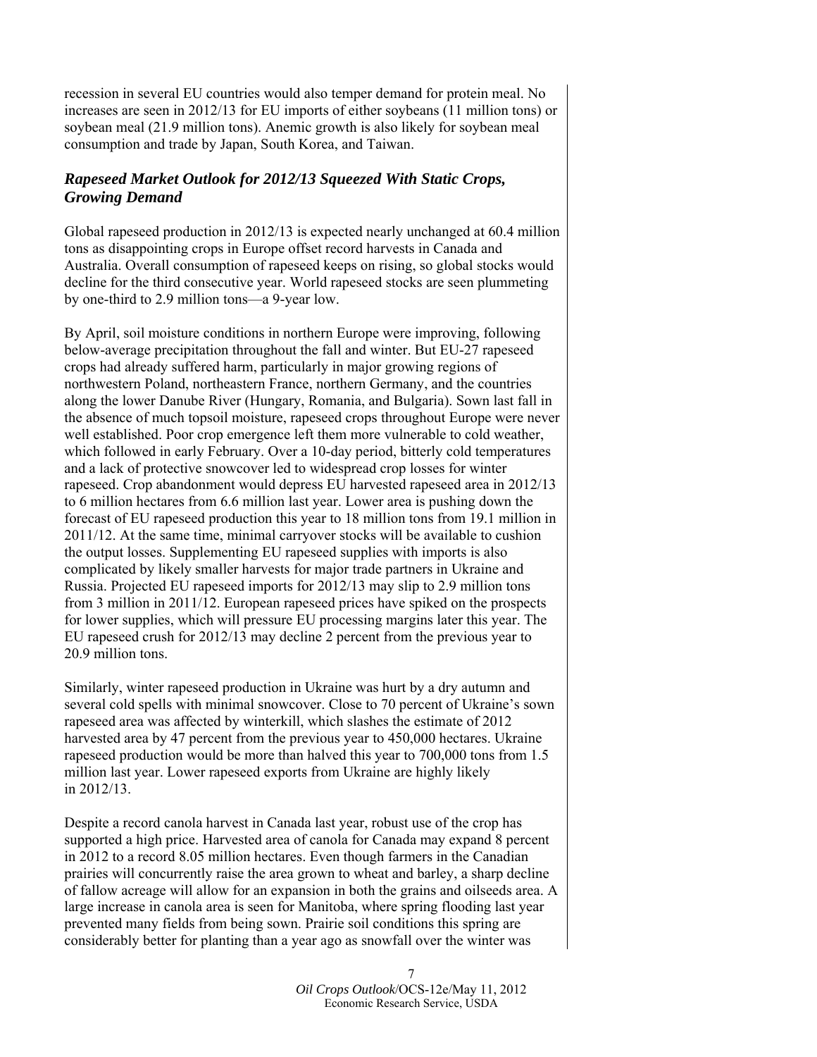recession in several EU countries would also temper demand for protein meal. No increases are seen in 2012/13 for EU imports of either soybeans (11 million tons) or soybean meal (21.9 million tons). Anemic growth is also likely for soybean meal consumption and trade by Japan, South Korea, and Taiwan.

## *Rapeseed Market Outlook for 2012/13 Squeezed With Static Crops, Growing Demand*

Global rapeseed production in 2012/13 is expected nearly unchanged at 60.4 million tons as disappointing crops in Europe offset record harvests in Canada and Australia. Overall consumption of rapeseed keeps on rising, so global stocks would decline for the third consecutive year. World rapeseed stocks are seen plummeting by one-third to 2.9 million tons—a 9-year low.

By April, soil moisture conditions in northern Europe were improving, following below-average precipitation throughout the fall and winter. But EU-27 rapeseed crops had already suffered harm, particularly in major growing regions of northwestern Poland, northeastern France, northern Germany, and the countries along the lower Danube River (Hungary, Romania, and Bulgaria). Sown last fall in the absence of much topsoil moisture, rapeseed crops throughout Europe were never well established. Poor crop emergence left them more vulnerable to cold weather, which followed in early February. Over a 10-day period, bitterly cold temperatures and a lack of protective snowcover led to widespread crop losses for winter rapeseed. Crop abandonment would depress EU harvested rapeseed area in 2012/13 to 6 million hectares from 6.6 million last year. Lower area is pushing down the forecast of EU rapeseed production this year to 18 million tons from 19.1 million in 2011/12. At the same time, minimal carryover stocks will be available to cushion the output losses. Supplementing EU rapeseed supplies with imports is also complicated by likely smaller harvests for major trade partners in Ukraine and Russia. Projected EU rapeseed imports for 2012/13 may slip to 2.9 million tons from 3 million in 2011/12. European rapeseed prices have spiked on the prospects for lower supplies, which will pressure EU processing margins later this year. The EU rapeseed crush for 2012/13 may decline 2 percent from the previous year to 20.9 million tons.

Similarly, winter rapeseed production in Ukraine was hurt by a dry autumn and several cold spells with minimal snowcover. Close to 70 percent of Ukraine's sown rapeseed area was affected by winterkill, which slashes the estimate of 2012 harvested area by 47 percent from the previous year to 450,000 hectares. Ukraine rapeseed production would be more than halved this year to 700,000 tons from 1.5 million last year. Lower rapeseed exports from Ukraine are highly likely in 2012/13.

Despite a record canola harvest in Canada last year, robust use of the crop has supported a high price. Harvested area of canola for Canada may expand 8 percent in 2012 to a record 8.05 million hectares. Even though farmers in the Canadian prairies will concurrently raise the area grown to wheat and barley, a sharp decline of fallow acreage will allow for an expansion in both the grains and oilseeds area. A large increase in canola area is seen for Manitoba, where spring flooding last year prevented many fields from being sown. Prairie soil conditions this spring are considerably better for planting than a year ago as snowfall over the winter was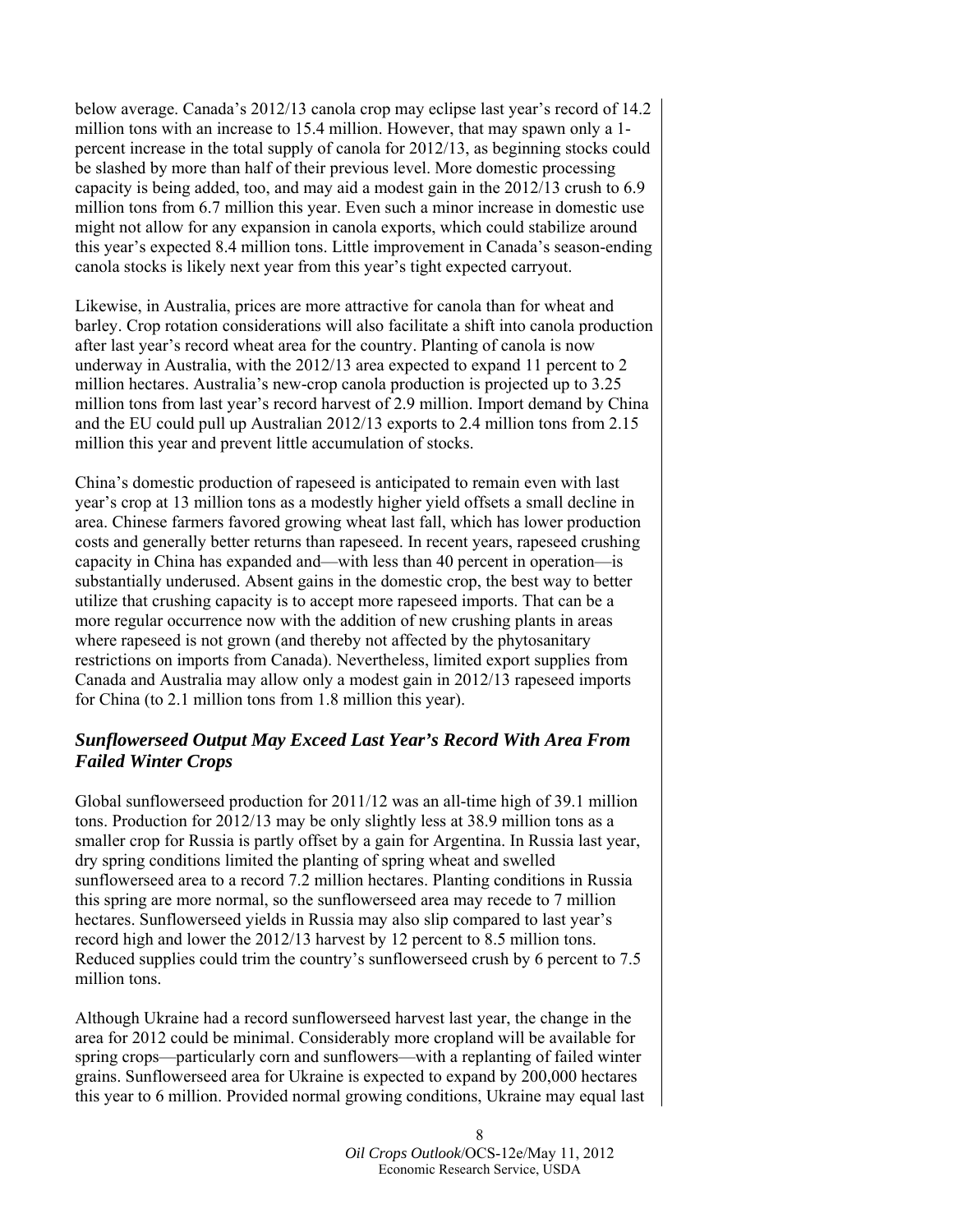below average. Canada's 2012/13 canola crop may eclipse last year's record of 14.2 million tons with an increase to 15.4 million. However, that may spawn only a 1-percent increase in the total supply of canola for 2012/13, as beginning stocks could be slashed by more than half of their previous level. More domestic processing capacity is being added, too, and may aid a modest gain in the 2012/13 crush to 6.9 million tons from 6.7 million this year. Even such a minor increase in domestic use might not allow for any expansion in canola exports, which could stabilize around this year's expected 8.4 million tons. Little improvement in Canada's season-ending canola stocks is likely next year from this year's tight expected carryout.

Likewise, in Australia, prices are more attractive for canola than for wheat and barley. Crop rotation considerations will also facilitate a shift into canola production after last year's record wheat area for the country. Planting of canola is now underway in Australia, with the 2012/13 area expected to expand 11 percent to 2 million hectares. Australia's new-crop canola production is projected up to 3.25 million tons from last year's record harvest of 2.9 million. Import demand by China and the EU could pull up Australian 2012/13 exports to 2.4 million tons from 2.15 million this year and prevent little accumulation of stocks.

China's domestic production of rapeseed is anticipated to remain even with last year's crop at 13 million tons as a modestly higher yield offsets a small decline in area. Chinese farmers favored growing wheat last fall, which has lower production costs and generally better returns than rapeseed. In recent years, rapeseed crushing capacity in China has expanded and—with less than 40 percent in operation—is substantially underused. Absent gains in the domestic crop, the best way to better utilize that crushing capacity is to accept more rapeseed imports. That can be a more regular occurrence now with the addition of new crushing plants in areas where rapeseed is not grown (and thereby not affected by the phytosanitary restrictions on imports from Canada). Nevertheless, limited export supplies from Canada and Australia may allow only a modest gain in 2012/13 rapeseed imports for China (to 2.1 million tons from 1.8 million this year).

### ***Sunflowerseed Output May Exceed Last Year's Record With Area From Failed Winter Crops***

Global sunflowerseed production for 2011/12 was an all-time high of 39.1 million tons. Production for 2012/13 may be only slightly less at 38.9 million tons as a smaller crop for Russia is partly offset by a gain for Argentina. In Russia last year, dry spring conditions limited the planting of spring wheat and swelled sunflowerseed area to a record 7.2 million hectares. Planting conditions in Russia this spring are more normal, so the sunflowerseed area may recede to 7 million hectares. Sunflowerseed yields in Russia may also slip compared to last year's record high and lower the 2012/13 harvest by 12 percent to 8.5 million tons. Reduced supplies could trim the country's sunflowerseed crush by 6 percent to 7.5 million tons.

Although Ukraine had a record sunflowerseed harvest last year, the change in the area for 2012 could be minimal. Considerably more cropland will be available for spring crops—particularly corn and sunflowers—with a replanting of failed winter grains. Sunflowerseed area for Ukraine is expected to expand by 200,000 hectares this year to 6 million. Provided normal growing conditions, Ukraine may equal last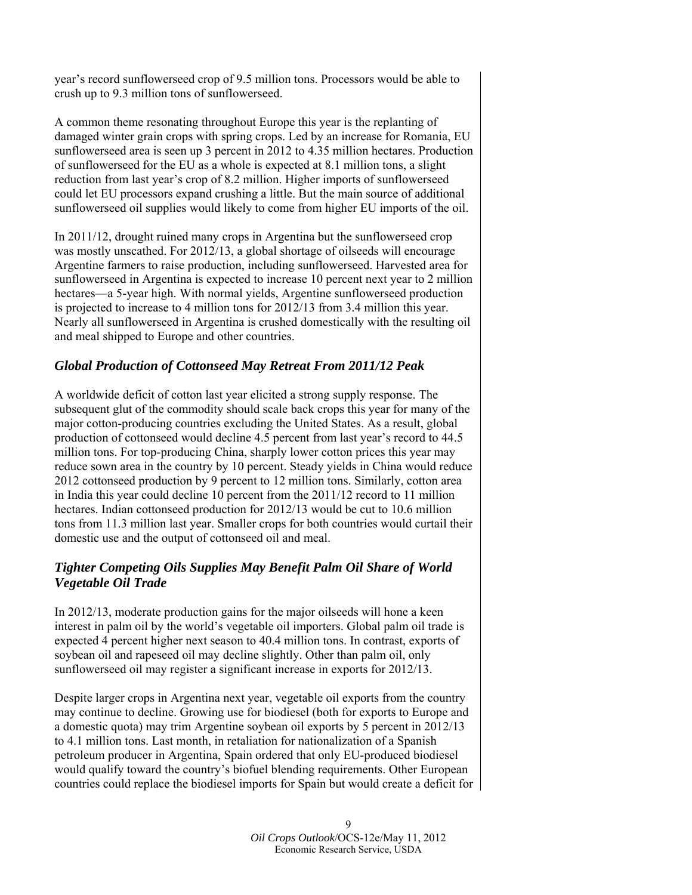year's record sunflowerseed crop of 9.5 million tons. Processors would be able to crush up to 9.3 million tons of sunflowerseed.

A common theme resonating throughout Europe this year is the replanting of damaged winter grain crops with spring crops. Led by an increase for Romania, EU sunflowerseed area is seen up 3 percent in 2012 to 4.35 million hectares. Production of sunflowerseed for the EU as a whole is expected at 8.1 million tons, a slight reduction from last year's crop of 8.2 million. Higher imports of sunflowerseed could let EU processors expand crushing a little. But the main source of additional sunflowerseed oil supplies would likely to come from higher EU imports of the oil.

In 2011/12, drought ruined many crops in Argentina but the sunflowerseed crop was mostly unscathed. For 2012/13, a global shortage of oilseeds will encourage Argentine farmers to raise production, including sunflowerseed. Harvested area for sunflowerseed in Argentina is expected to increase 10 percent next year to 2 million hectares—a 5-year high. With normal yields, Argentine sunflowerseed production is projected to increase to 4 million tons for 2012/13 from 3.4 million this year. Nearly all sunflowerseed in Argentina is crushed domestically with the resulting oil and meal shipped to Europe and other countries.

### *Global Production of Cottonseed May Retreat From 2011/12 Peak*

A worldwide deficit of cotton last year elicited a strong supply response. The subsequent glut of the commodity should scale back crops this year for many of the major cotton-producing countries excluding the United States. As a result, global production of cottonseed would decline 4.5 percent from last year's record to 44.5 million tons. For top-producing China, sharply lower cotton prices this year may reduce sown area in the country by 10 percent. Steady yields in China would reduce 2012 cottonseed production by 9 percent to 12 million tons. Similarly, cotton area in India this year could decline 10 percent from the 2011/12 record to 11 million hectares. Indian cottonseed production for 2012/13 would be cut to 10.6 million tons from 11.3 million last year. Smaller crops for both countries would curtail their domestic use and the output of cottonseed oil and meal.

### *Tighter Competing Oils Supplies May Benefit Palm Oil Share of World Vegetable Oil Trade*

In 2012/13, moderate production gains for the major oilseeds will hone a keen interest in palm oil by the world's vegetable oil importers. Global palm oil trade is expected 4 percent higher next season to 40.4 million tons. In contrast, exports of soybean oil and rapeseed oil may decline slightly. Other than palm oil, only sunflowerseed oil may register a significant increase in exports for 2012/13.

Despite larger crops in Argentina next year, vegetable oil exports from the country may continue to decline. Growing use for biodiesel (both for exports to Europe and a domestic quota) may trim Argentine soybean oil exports by 5 percent in 2012/13 to 4.1 million tons. Last month, in retaliation for nationalization of a Spanish petroleum producer in Argentina, Spain ordered that only EU-produced biodiesel would qualify toward the country's biofuel blending requirements. Other European countries could replace the biodiesel imports for Spain but would create a deficit for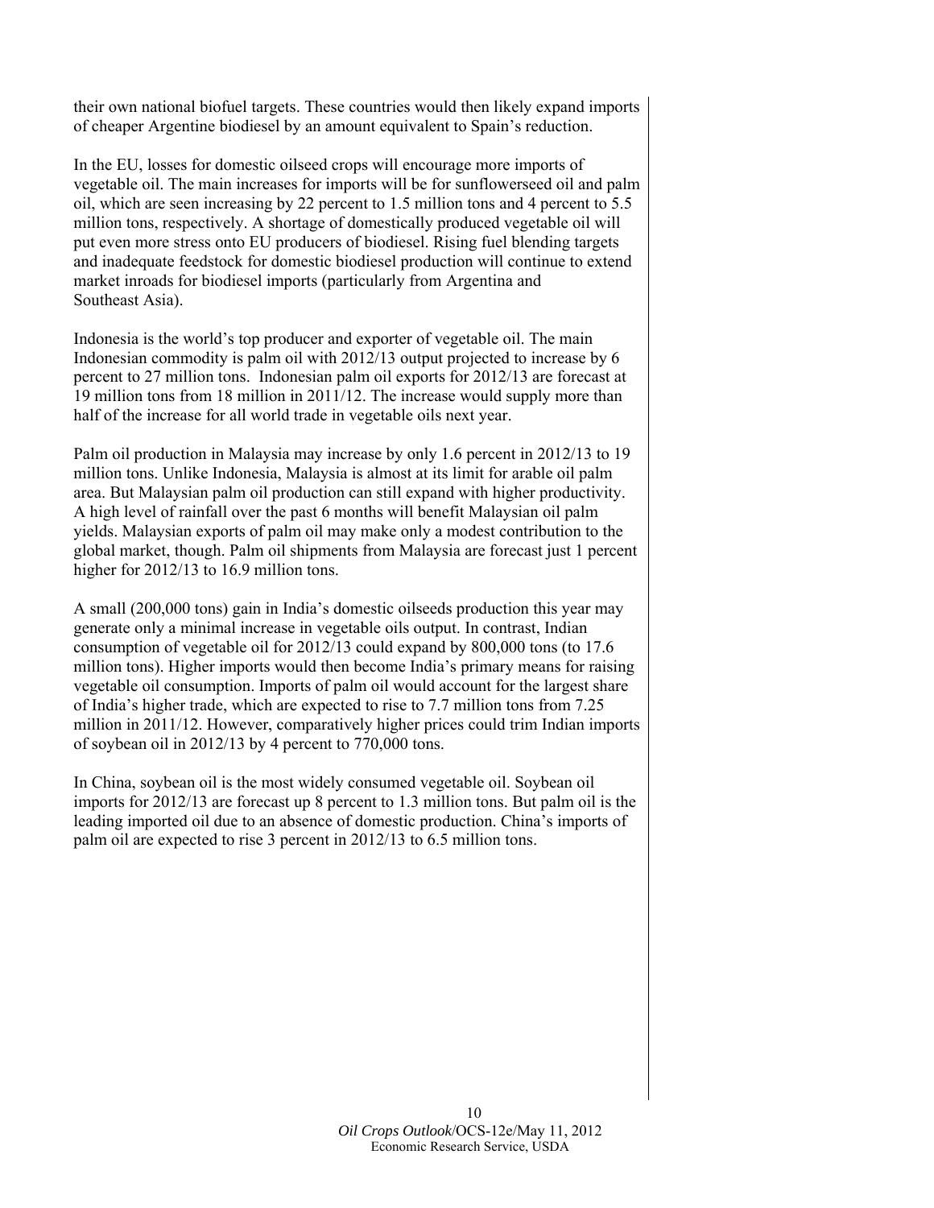their own national biofuel targets. These countries would then likely expand imports of cheaper Argentine biodiesel by an amount equivalent to Spain's reduction.

In the EU, losses for domestic oilseed crops will encourage more imports of vegetable oil. The main increases for imports will be for sunflowerseed oil and palm oil, which are seen increasing by 22 percent to 1.5 million tons and 4 percent to 5.5 million tons, respectively. A shortage of domestically produced vegetable oil will put even more stress onto EU producers of biodiesel. Rising fuel blending targets and inadequate feedstock for domestic biodiesel production will continue to extend market inroads for biodiesel imports (particularly from Argentina and Southeast Asia).

Indonesia is the world's top producer and exporter of vegetable oil. The main Indonesian commodity is palm oil with 2012/13 output projected to increase by 6 percent to 27 million tons. Indonesian palm oil exports for 2012/13 are forecast at 19 million tons from 18 million in 2011/12. The increase would supply more than half of the increase for all world trade in vegetable oils next year.

Palm oil production in Malaysia may increase by only 1.6 percent in 2012/13 to 19 million tons. Unlike Indonesia, Malaysia is almost at its limit for arable oil palm area. But Malaysian palm oil production can still expand with higher productivity. A high level of rainfall over the past 6 months will benefit Malaysian oil palm yields. Malaysian exports of palm oil may make only a modest contribution to the global market, though. Palm oil shipments from Malaysia are forecast just 1 percent higher for 2012/13 to 16.9 million tons.

A small (200,000 tons) gain in India's domestic oilseeds production this year may generate only a minimal increase in vegetable oils output. In contrast, Indian consumption of vegetable oil for 2012/13 could expand by 800,000 tons (to 17.6 million tons). Higher imports would then become India's primary means for raising vegetable oil consumption. Imports of palm oil would account for the largest share of India's higher trade, which are expected to rise to 7.7 million tons from 7.25 million in 2011/12. However, comparatively higher prices could trim Indian imports of soybean oil in 2012/13 by 4 percent to 770,000 tons.

In China, soybean oil is the most widely consumed vegetable oil. Soybean oil imports for 2012/13 are forecast up 8 percent to 1.3 million tons. But palm oil is the leading imported oil due to an absence of domestic production. China's imports of palm oil are expected to rise 3 percent in 2012/13 to 6.5 million tons.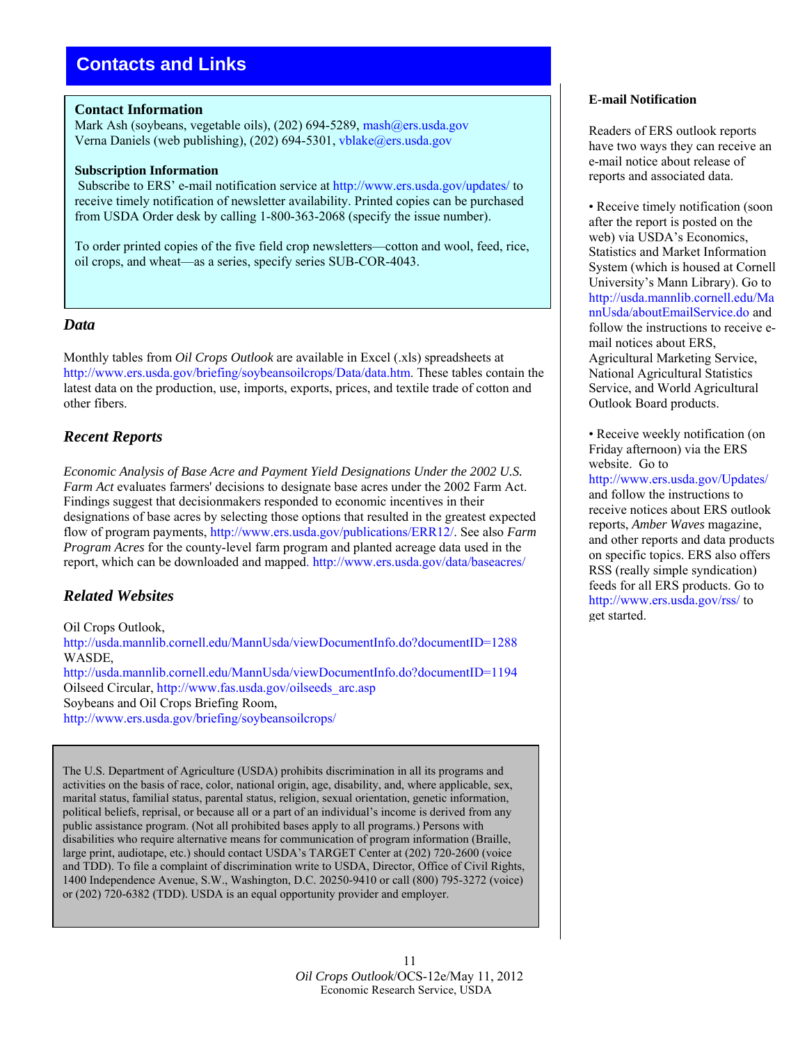## Contacts and Links

**Contact Information**
Mark Ash (soybeans, vegetable oils), (202) 694-5289, mash@ers.usda.gov
Verna Daniels (web publishing), (202) 694-5301, vblake@ers.usda.gov

**Subscription Information**
Subscribe to ERS' e-mail notification service at http://www.ers.usda.gov/updates/ to receive timely notification of newsletter availability. Printed copies can be purchased from USDA Order desk by calling 1-800-363-2068 (specify the issue number).

To order printed copies of the five field crop newsletters—cotton and wool, feed, rice, oil crops, and wheat—as a series, specify series SUB-COR-4043.

### *Data*

Monthly tables from *Oil Crops Outlook* are available in Excel (.xls) spreadsheets at http://www.ers.usda.gov/briefing/soybeansoilcrops/Data/data.htm. These tables contain the latest data on the production, use, imports, exports, prices, and textile trade of cotton and other fibers.

### *Recent Reports*

*Economic Analysis of Base Acre and Payment Yield Designations Under the 2002 U.S. Farm Act* evaluates farmers' decisions to designate base acres under the 2002 Farm Act. Findings suggest that decisionmakers responded to economic incentives in their designations of base acres by selecting those options that resulted in the greatest expected flow of program payments, http://www.ers.usda.gov/publications/ERR12/. See also *Farm Program Acres* for the county-level farm program and planted acreage data used in the report, which can be downloaded and mapped. http://www.ers.usda.gov/data/baseacres/

### *Related Websites*

Oil Crops Outlook,
http://usda.mannlib.cornell.edu/MannUsda/viewDocumentInfo.do?documentID=1288
WASDE,
http://usda.mannlib.cornell.edu/MannUsda/viewDocumentInfo.do?documentID=1194
Oilseed Circular, http://www.fas.usda.gov/oilseeds_arc.asp
Soybeans and Oil Crops Briefing Room,
http://www.ers.usda.gov/briefing/soybeansoilcrops/

The U.S. Department of Agriculture (USDA) prohibits discrimination in all its programs and activities on the basis of race, color, national origin, age, disability, and, where applicable, sex, marital status, familial status, parental status, religion, sexual orientation, genetic information, political beliefs, reprisal, or because all or a part of an individual's income is derived from any public assistance program. (Not all prohibited bases apply to all programs.) Persons with disabilities who require alternative means for communication of program information (Braille, large print, audiotape, etc.) should contact USDA's TARGET Center at (202) 720-2600 (voice and TDD). To file a complaint of discrimination write to USDA, Director, Office of Civil Rights, 1400 Independence Avenue, S.W., Washington, D.C. 20250-9410 or call (800) 795-3272 (voice) or (202) 720-6382 (TDD). USDA is an equal opportunity provider and employer.

**E-mail Notification**

Readers of ERS outlook reports have two ways they can receive an e-mail notice about release of reports and associated data.

- Receive timely notification (soon after the report is posted on the web) via USDA's Economics, Statistics and Market Information System (which is housed at Cornell University's Mann Library). Go to http://usda.mannlib.cornell.edu/MannUsda/aboutEmailService.do and follow the instructions to receive e-mail notices about ERS, Agricultural Marketing Service, National Agricultural Statistics Service, and World Agricultural Outlook Board products.

- Receive weekly notification (on Friday afternoon) via the ERS website. Go to http://www.ers.usda.gov/Updates/ and follow the instructions to receive notices about ERS outlook reports, *Amber Waves* magazine, and other reports and data products on specific topics. ERS also offers RSS (really simple syndication) feeds for all ERS products. Go to http://www.ers.usda.gov/rss/ to get started.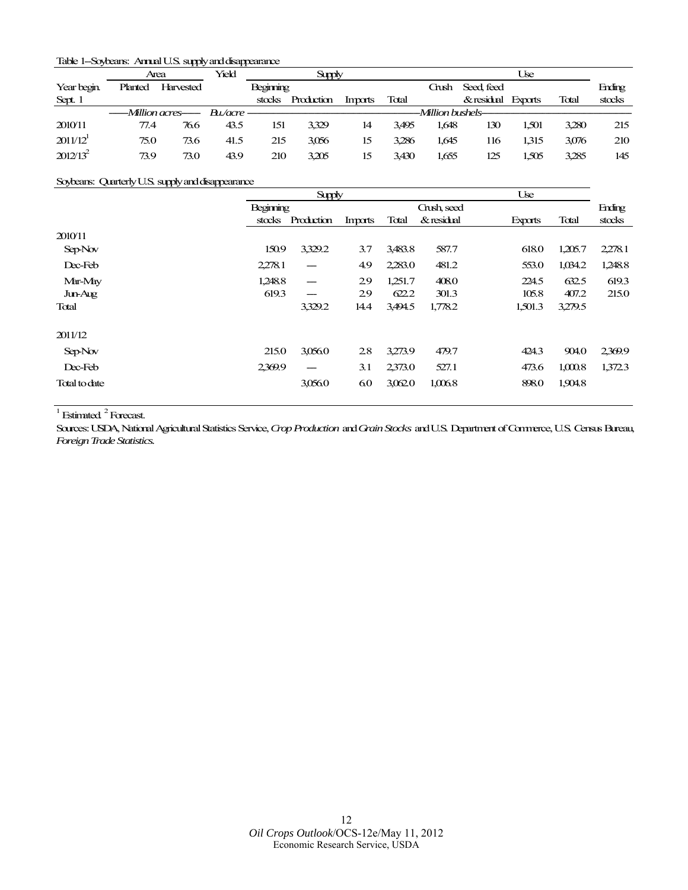Table 1--Soybeans: Annual U.S. supply and disappearance

| Year begin. Sept. 1 | Area | | Yield | Supply | | | | Use | | | | Ending stocks |
|---|---|---|---|---|---|---|---|---|---|---|---|---|
| | Planted | Harvested | | Beginning stocks | Production | Imports | Total | Crush | Seed, feed & residual | Exports | Total | |
| | *Million acres* | | *Bu./acre* | *Million bushels* | | | | | | | | |
| 2010/11 | 77.4 | 76.6 | 43.5 | 151 | 3,329 | 14 | 3,495 | 1,648 | 130 | 1,501 | 3,280 | 215 |
| 2011/12[1] | 75.0 | 73.6 | 41.5 | 215 | 3,056 | 15 | 3,286 | 1,645 | 116 | 1,315 | 3,076 | 210 |
| 2012/13[2] | 73.9 | 73.0 | 43.9 | 210 | 3,205 | 15 | 3,430 | 1,655 | 125 | 1,505 | 3,285 | 145 |

Soybeans: Quarterly U.S. supply and disappearance

| | Supply | | | | Use | | | Ending stocks |
|---|---|---|---|---|---|---|---|---|
| | Beginning stocks | Production | Imports | Total | Crush, seed & residual | Exports | Total | |
| 2010/11 | | | | | | | | |
| Sep-Nov | 150.9 | 3,329.2 | 3.7 | 3,483.8 | 587.7 | 618.0 | 1,205.7 | 2,278.1 |
| Dec-Feb | 2,278.1 | — | 4.9 | 2,283.0 | 481.2 | 553.0 | 1,034.2 | 1,248.8 |
| Mar-May | 1,248.8 | — | 2.9 | 1,251.7 | 408.0 | 224.5 | 632.5 | 619.3 |
| Jun-Aug | 619.3 | — | 2.9 | 622.2 | 301.3 | 105.8 | 407.2 | 215.0 |
| Total | | 3,329.2 | 14.4 | 3,494.5 | 1,778.2 | 1,501.3 | 3,279.5 | |
| 2011/12 | | | | | | | | |
| Sep-Nov | 215.0 | 3,056.0 | 2.8 | 3,273.9 | 479.7 | 424.3 | 904.0 | 2,369.9 |
| Dec-Feb | 2,369.9 | — | 3.1 | 2,373.0 | 527.1 | 473.6 | 1,000.8 | 1,372.3 |
| Total to date | | 3,056.0 | 6.0 | 3,062.0 | 1,006.8 | 898.0 | 1,904.8 | |

[1] Estimated. [2] Forecast.

Sources: USDA, National Agricultural Statistics Service, *Crop Production* and *Grain Stocks* and U.S. Department of Commerce, U.S. Census Bureau, *Foreign Trade Statistics*.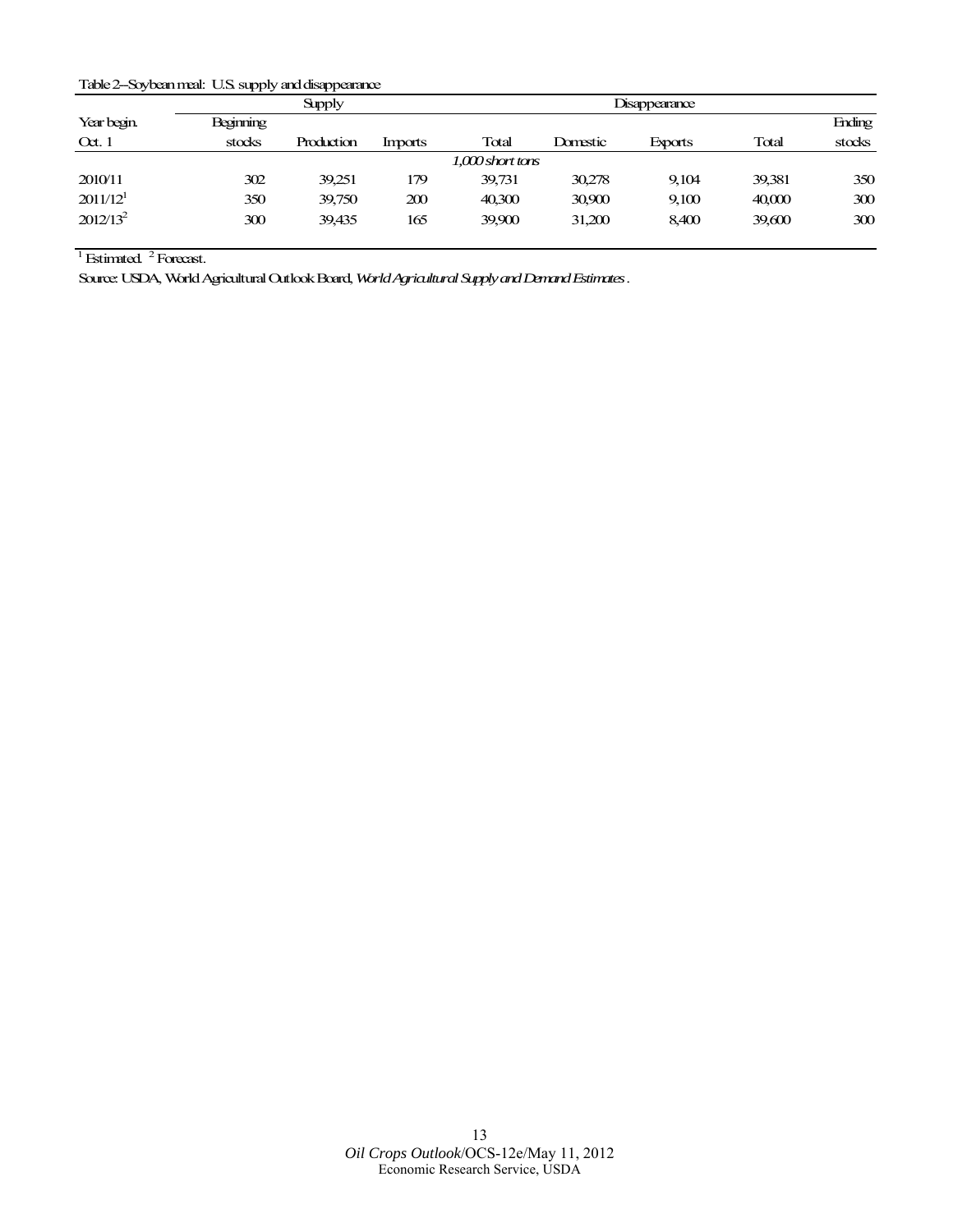Table 2--Soybean meal: U.S. supply and disappearance

| Year begin. | Supply | | | | Disappearance | | | Ending |
|---|---|---|---|---|---|---|---|---|
| Oct. 1 | Beginning stocks | Production | Imports | Total | Domestic | Exports | Total | stocks |
| | | | | *1,000 short tons* | | | | |
| 2010/11 | 302 | 39,251 | 179 | 39,731 | 30,278 | 9,104 | 39,381 | 350 |
| 2011/12[1] | 350 | 39,750 | 200 | 40,300 | 30,900 | 9,100 | 40,000 | 300 |
| 2012/13[2] | 300 | 39,435 | 165 | 39,900 | 31,200 | 8,400 | 39,600 | 300 |

[1] Estimated. [2] Forecast.

Source: USDA, World Agricultural Outlook Board, *World Agricultural Supply and Demand Estimates*.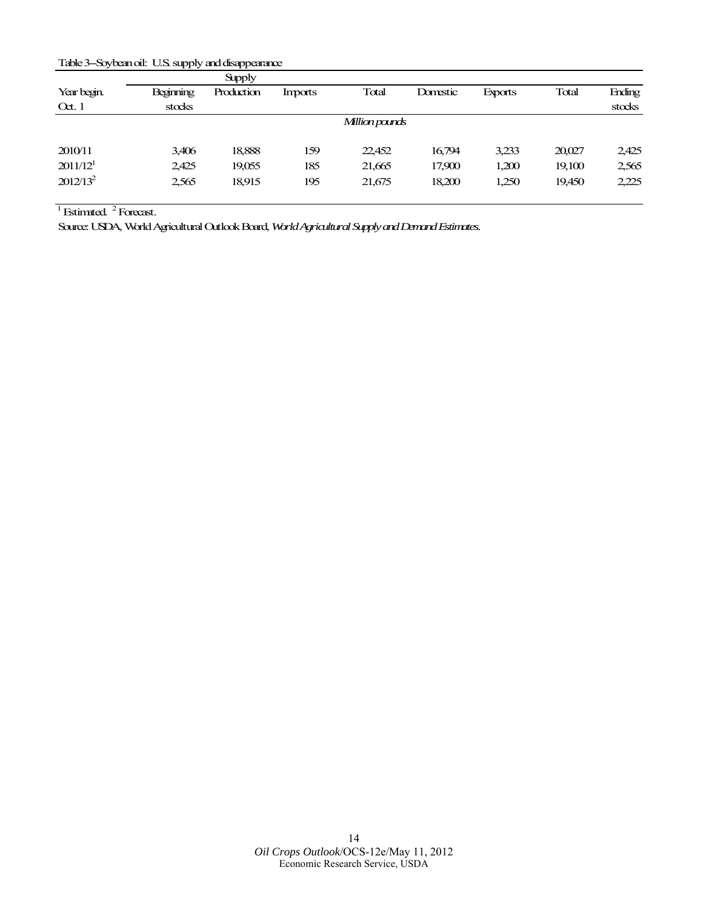Table 3--Soybean oil: U.S. supply and disappearance

| Year begin. Oct. 1 | Supply | | | | Disappearance | | | Ending stocks |
|---|---|---|---|---|---|---|---|---|
| | Beginning stocks | Production | Imports | Total | Domestic | Exports | Total | |
| | *Million pounds* | | | | | | | |
| 2010/11 | 3,406 | 18,888 | 159 | 22,452 | 16,794 | 3,233 | 20,027 | 2,425 |
| 2011/12[1] | 2,425 | 19,055 | 185 | 21,665 | 17,900 | 1,200 | 19,100 | 2,565 |
| 2012/13[2] | 2,565 | 18,915 | 195 | 21,675 | 18,200 | 1,250 | 19,450 | 2,225 |

[1] Estimated. [2] Forecast.

Source: USDA, World Agricultural Outlook Board, *World Agricultural Supply and Demand Estimates*.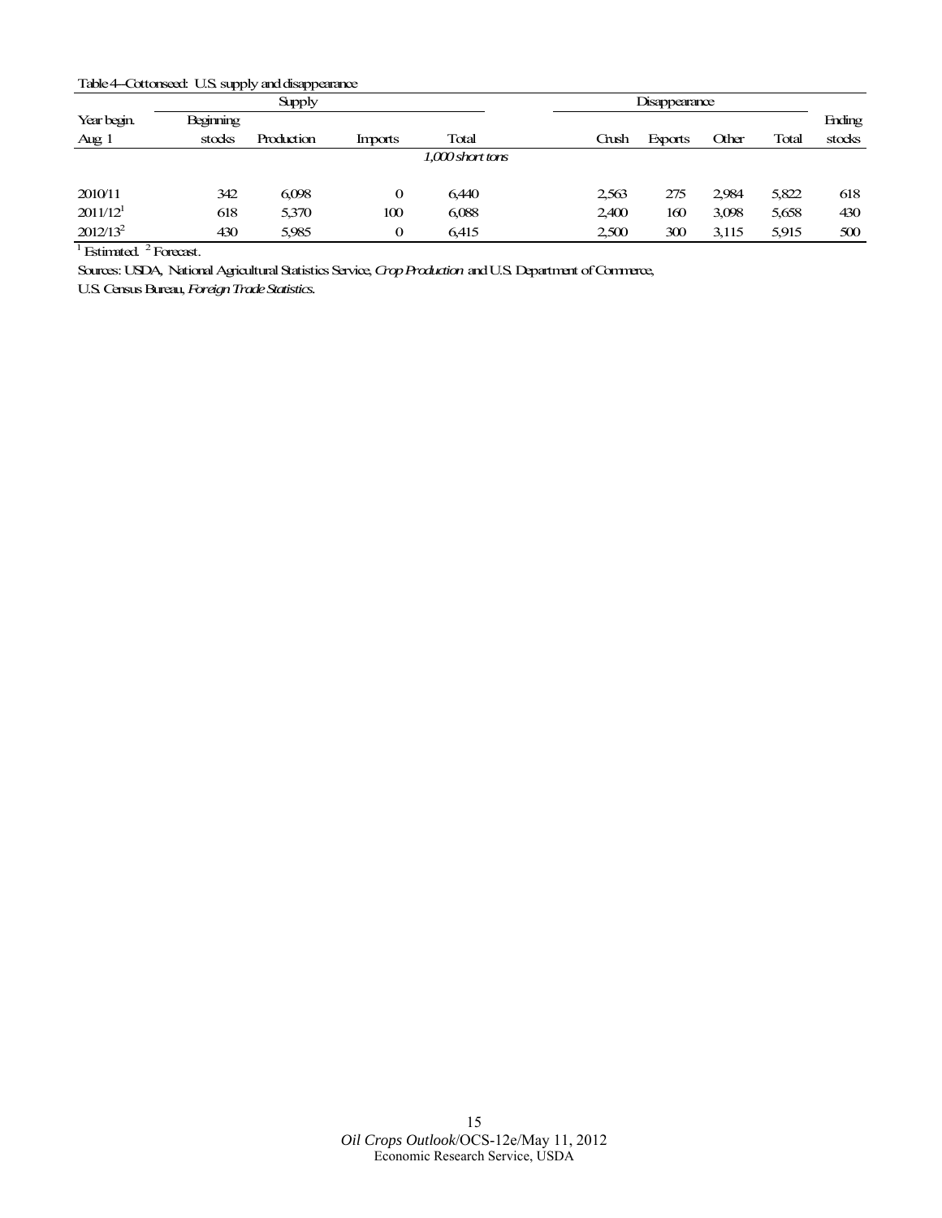Table 4--Cottonseed: U.S. supply and disappearance

| Year begin. | Supply | | | | Disappearance | | | | Ending |
|---|---|---|---|---|---|---|---|---|---|
| Aug. 1 | Beginning stocks | Production | Imports | Total | Crush | Exports | Other | Total | stocks |
| | | | | *1,000 short tons* | | | | | |
| 2010/11 | 342 | 6,098 | 0 | 6,440 | 2,563 | 275 | 2,984 | 5,822 | 618 |
| 2011/12[1] | 618 | 5,370 | 100 | 6,088 | 2,400 | 160 | 3,098 | 5,658 | 430 |
| 2012/13[2] | 430 | 5,985 | 0 | 6,415 | 2,500 | 300 | 3,115 | 5,915 | 500 |

[1] Estimated. [2] Forecast.

Sources: USDA, National Agricultural Statistics Service, *Crop Production* and U.S. Department of Commerce, U.S. Census Bureau, *Foreign Trade Statistics*.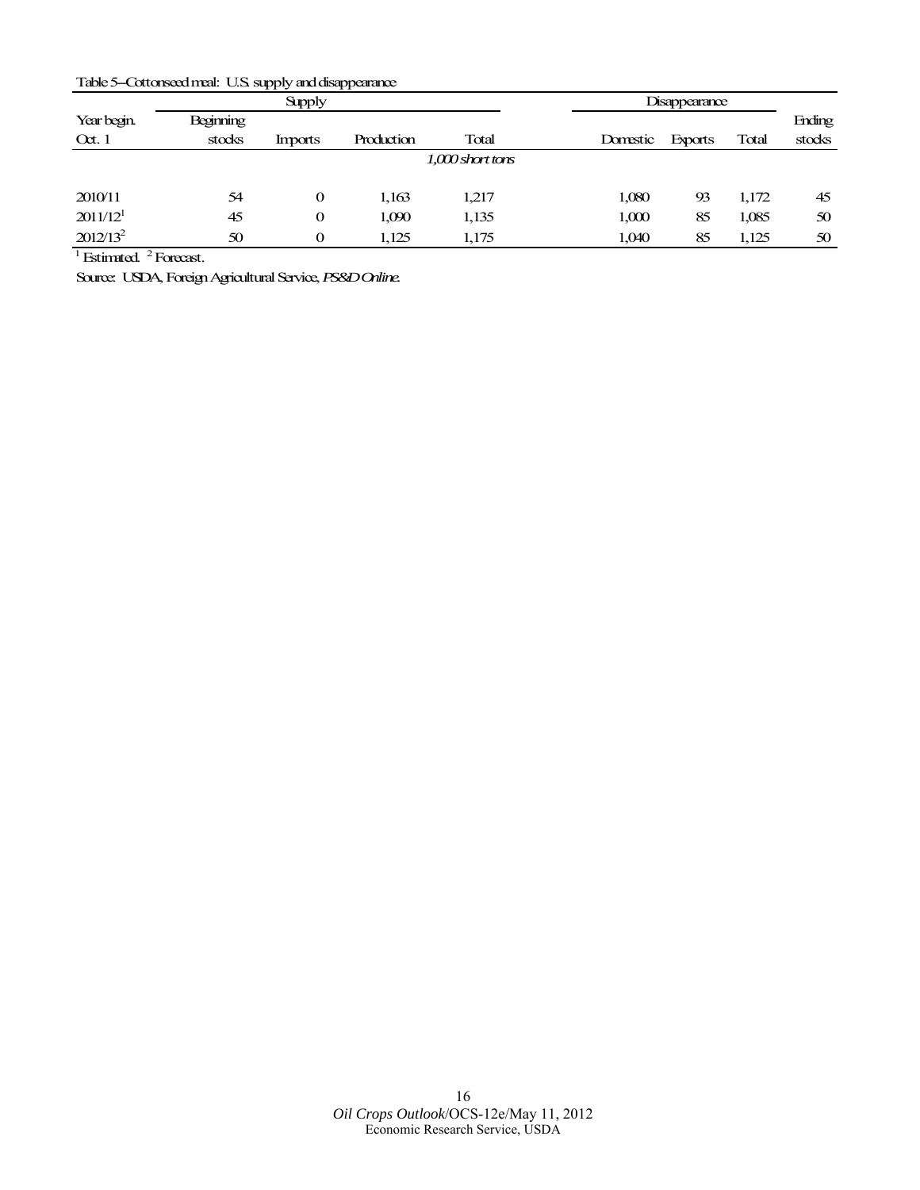Table 5--Cottonseed meal: U.S. supply and disappearance

| Year begin. Oct. 1 | Supply | | | | Disappearance | | | Ending stocks |
|---|---|---|---|---|---|---|---|---|
| | Beginning stocks | Imports | Production | Total | Domestic | Exports | Total | |
| | *1,000 short tons* | | | | | | | |
| 2010/11 | 54 | 0 | 1,163 | 1,217 | 1,080 | 93 | 1,172 | 45 |
| 2011/12[1] | 45 | 0 | 1,090 | 1,135 | 1,000 | 85 | 1,085 | 50 |
| 2012/13[2] | 50 | 0 | 1,125 | 1,175 | 1,040 | 85 | 1,125 | 50 |

[1] Estimated. [2] Forecast.

Source: USDA, Foreign Agricultural Service, *PS&D Online*.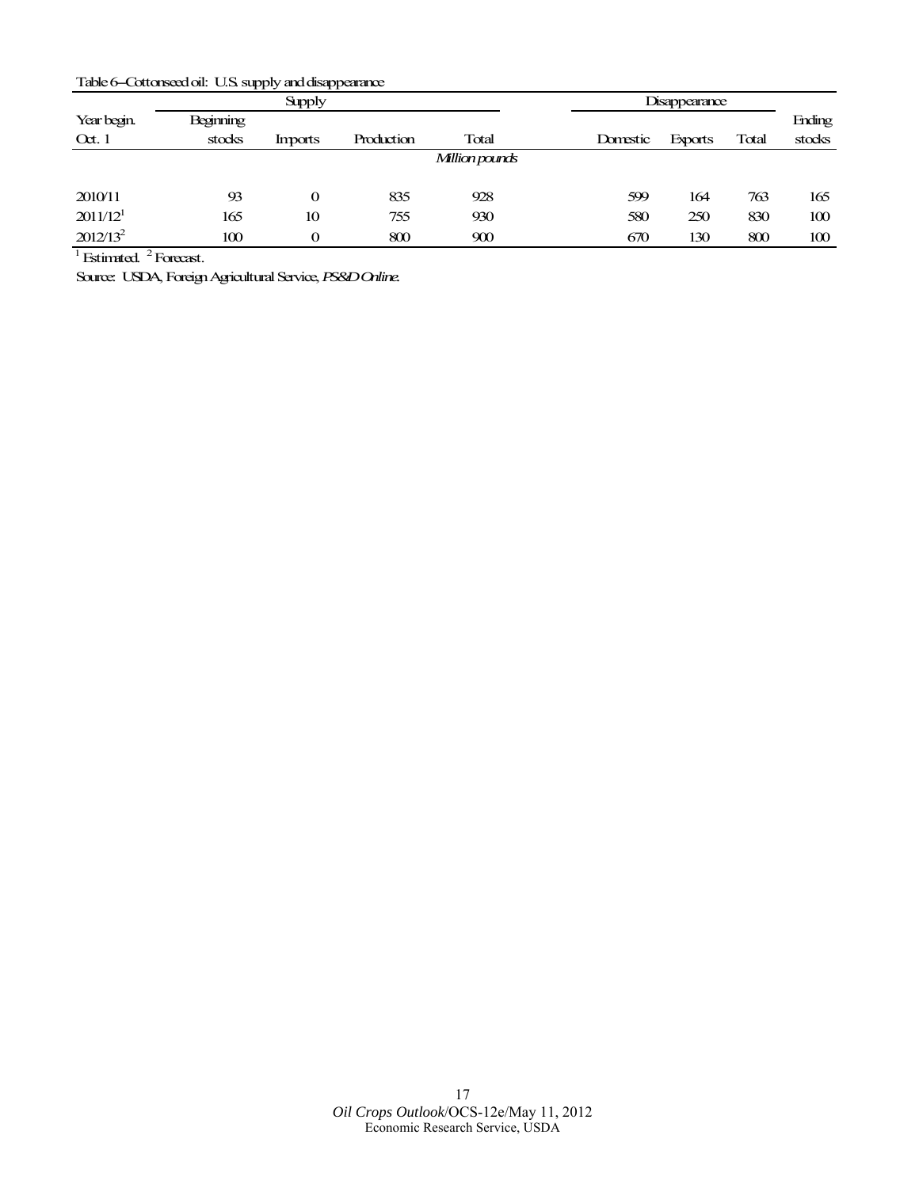Table 6--Cottonseed oil: U.S. supply and disappearance

| Year begin. Oct. 1 | Supply | | | | Disappearance | | | Ending stocks |
|---|---|---|---|---|---|---|---|---|
| | Beginning stocks | Imports | Production | Total | Domestic | Exports | Total | |
| | *Million pounds* | | | | | | | |
| 2010/11 | 93 | 0 | 835 | 928 | 599 | 164 | 763 | 165 |
| 2011/12[1] | 165 | 10 | 755 | 930 | 580 | 250 | 830 | 100 |
| 2012/13[2] | 100 | 0 | 800 | 900 | 670 | 130 | 800 | 100 |

[1] Estimated. [2] Forecast.

Source: USDA, Foreign Agricultural Service, *PS&D Online*.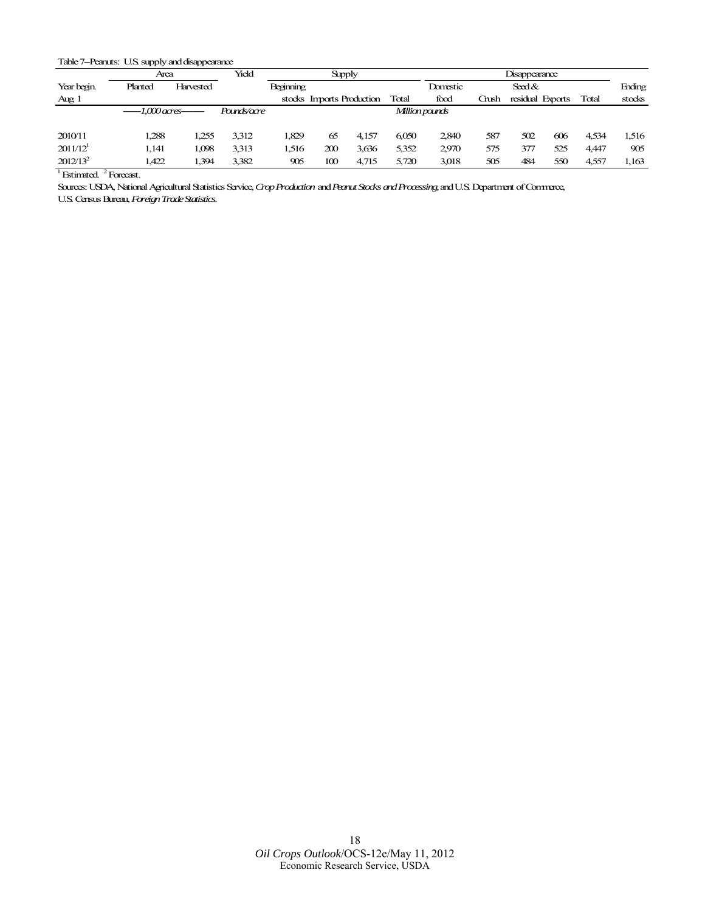Table 7--Peanuts: U.S. supply and disappearance

| Year begin. Aug. 1 | Area | | Yield | Supply | | | | Disappearance | | | | | Ending stocks |
|---|---|---|---|---|---|---|---|---|---|---|---|---|---|
| | Planted | Harvested | | Beginning stocks | Imports | Production | Total | Domestic food | Crush | Seed & residual | Exports | Total | |
| | *1,000 acres* | | *Pounds/acre* | *Million pounds* | | | | | | | | | |
| 2010/11 | 1,288 | 1,255 | 3,312 | 1,829 | 65 | 4,157 | 6,050 | 2,840 | 587 | 502 | 606 | 4,534 | 1,516 |
| 2011/12[1] | 1,141 | 1,098 | 3,313 | 1,516 | 200 | 3,636 | 5,352 | 2,970 | 575 | 377 | 525 | 4,447 | 905 |
| 2012/13[2] | 1,422 | 1,394 | 3,382 | 905 | 100 | 4,715 | 5,720 | 3,018 | 505 | 484 | 550 | 4,557 | 1,163 |

[1] Estimated. [2] Forecast.

Sources: USDA, National Agricultural Statistics Service, *Crop Production* and *Peanut Stocks and Processing*, and U.S. Department of Commerce, U.S. Census Bureau, *Foreign Trade Statistics*.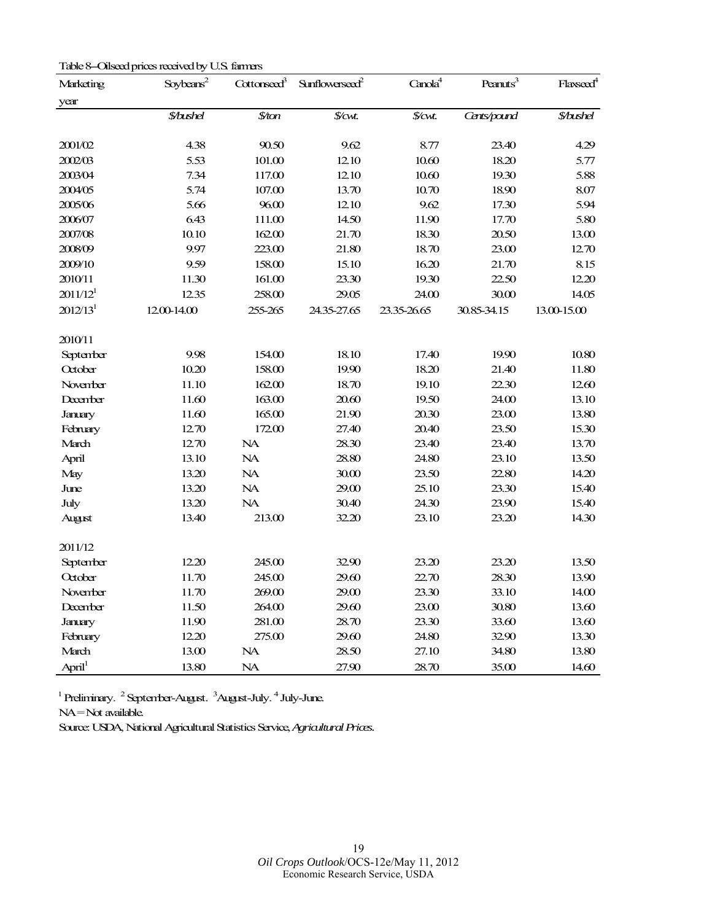Table 8--Oilseed prices received by U.S. farmers

| Marketing year | Soybeans[2] | Cottonseed[3] | Sunflowerseed[2] | Canola[4] | Peanuts[3] | Flaxseed[4] |
|---|---|---|---|---|---|---|
| | *$/bushel* | *$/ton* | *$/cwt.* | *$/cwt.* | *Cents/pound* | *$/bushel* |
| 2001/02 | 4.38 | 90.50 | 9.62 | 8.77 | 23.40 | 4.29 |
| 2002/03 | 5.53 | 101.00 | 12.10 | 10.60 | 18.20 | 5.77 |
| 2003/04 | 7.34 | 117.00 | 12.10 | 10.60 | 19.30 | 5.88 |
| 2004/05 | 5.74 | 107.00 | 13.70 | 10.70 | 18.90 | 8.07 |
| 2005/06 | 5.66 | 96.00 | 12.10 | 9.62 | 17.30 | 5.94 |
| 2006/07 | 6.43 | 111.00 | 14.50 | 11.90 | 17.70 | 5.80 |
| 2007/08 | 10.10 | 162.00 | 21.70 | 18.30 | 20.50 | 13.00 |
| 2008/09 | 9.97 | 223.00 | 21.80 | 18.70 | 23.00 | 12.70 |
| 2009/10 | 9.59 | 158.00 | 15.10 | 16.20 | 21.70 | 8.15 |
| 2010/11 | 11.30 | 161.00 | 23.30 | 19.30 | 22.50 | 12.20 |
| 2011/12[1] | 12.35 | 258.00 | 29.05 | 24.00 | 30.00 | 14.05 |
| 2012/13[1] | 12.00-14.00 | 255-265 | 24.35-27.65 | 23.35-26.65 | 30.85-34.15 | 13.00-15.00 |
| | | | | | | |
| 2010/11 | | | | | | |
| September | 9.98 | 154.00 | 18.10 | 17.40 | 19.90 | 10.80 |
| October | 10.20 | 158.00 | 19.90 | 18.20 | 21.40 | 11.80 |
| November | 11.10 | 162.00 | 18.70 | 19.10 | 22.30 | 12.60 |
| December | 11.60 | 163.00 | 20.60 | 19.50 | 24.00 | 13.10 |
| January | 11.60 | 165.00 | 21.90 | 20.30 | 23.00 | 13.80 |
| February | 12.70 | 172.00 | 27.40 | 20.40 | 23.50 | 15.30 |
| March | 12.70 | NA | 28.30 | 23.40 | 23.40 | 13.70 |
| April | 13.10 | NA | 28.80 | 24.80 | 23.10 | 13.50 |
| May | 13.20 | NA | 30.00 | 23.50 | 22.80 | 14.20 |
| June | 13.20 | NA | 29.00 | 25.10 | 23.30 | 15.40 |
| July | 13.20 | NA | 30.40 | 24.30 | 23.90 | 15.40 |
| August | 13.40 | 213.00 | 32.20 | 23.10 | 23.20 | 14.30 |
| | | | | | | |
| 2011/12 | | | | | | |
| September | 12.20 | 245.00 | 32.90 | 23.20 | 23.20 | 13.50 |
| October | 11.70 | 245.00 | 29.60 | 22.70 | 28.30 | 13.90 |
| November | 11.70 | 269.00 | 29.00 | 23.30 | 33.10 | 14.00 |
| December | 11.50 | 264.00 | 29.60 | 23.00 | 30.80 | 13.60 |
| January | 11.90 | 281.00 | 28.70 | 23.30 | 33.60 | 13.60 |
| February | 12.20 | 275.00 | 29.60 | 24.80 | 32.90 | 13.30 |
| March | 13.00 | NA | 28.50 | 27.10 | 34.80 | 13.80 |
| April[1] | 13.80 | NA | 27.90 | 28.70 | 35.00 | 14.60 |

[1] Preliminary. [2] September-August. [3] August-July. [4] July-June.

NA = Not available.

Source: USDA, National Agricultural Statistics Service, *Agricultural Prices*.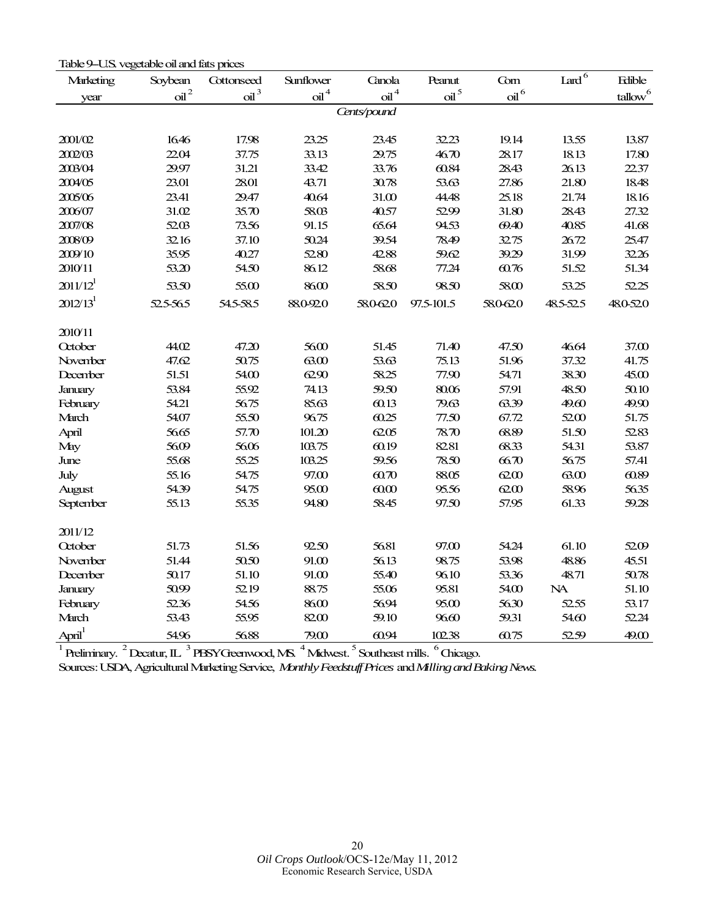Table 9--U.S. vegetable oil and fats prices

| Marketing year | Soybean oil [2] | Cottonseed oil [3] | Sunflower oil [4] | Canola oil [4] | Peanut oil [5] | Corn oil [6] | Lard [6] | Edible tallow [6] |
|---|---|---|---|---|---|---|---|---|
| | | | | *Cents/pound* | | | | |
| 2001/02 | 16.46 | 17.98 | 23.25 | 23.45 | 32.23 | 19.14 | 13.55 | 13.87 |
| 2002/03 | 22.04 | 37.75 | 33.13 | 29.75 | 46.70 | 28.17 | 18.13 | 17.80 |
| 2003/04 | 29.97 | 31.21 | 33.42 | 33.76 | 60.84 | 28.43 | 26.13 | 22.37 |
| 2004/05 | 23.01 | 28.01 | 43.71 | 30.78 | 53.63 | 27.86 | 21.80 | 18.48 |
| 2005/06 | 23.41 | 29.47 | 40.64 | 31.00 | 44.48 | 25.18 | 21.74 | 18.16 |
| 2006/07 | 31.02 | 35.70 | 58.03 | 40.57 | 52.99 | 31.80 | 28.43 | 27.32 |
| 2007/08 | 52.03 | 73.56 | 91.15 | 65.64 | 94.53 | 69.40 | 40.85 | 41.68 |
| 2008/09 | 32.16 | 37.10 | 50.24 | 39.54 | 78.49 | 32.75 | 26.72 | 25.47 |
| 2009/10 | 35.95 | 40.27 | 52.80 | 42.88 | 59.62 | 39.29 | 31.99 | 32.26 |
| 2010/11 | 53.20 | 54.50 | 86.12 | 58.68 | 77.24 | 60.76 | 51.52 | 51.34 |
| 2011/12 [1] | 53.50 | 55.00 | 86.00 | 58.50 | 98.50 | 58.00 | 53.25 | 52.25 |
| 2012/13 [1] | 52.5-56.5 | 54.5-58.5 | 88.0-92.0 | 58.0-62.0 | 97.5-101.5 | 58.0-62.0 | 48.5-52.5 | 48.0-52.0 |
| 2010/11 | | | | | | | | |
| October | 44.02 | 47.20 | 56.00 | 51.45 | 71.40 | 47.50 | 46.64 | 37.00 |
| November | 47.62 | 50.75 | 63.00 | 53.63 | 75.13 | 51.96 | 37.32 | 41.75 |
| December | 51.51 | 54.00 | 62.90 | 58.25 | 77.90 | 54.71 | 38.30 | 45.00 |
| January | 53.84 | 55.92 | 74.13 | 59.50 | 80.06 | 57.91 | 48.50 | 50.10 |
| February | 54.21 | 56.75 | 85.63 | 60.13 | 79.63 | 63.39 | 49.60 | 49.90 |
| March | 54.07 | 55.50 | 96.75 | 60.25 | 77.50 | 67.72 | 52.00 | 51.75 |
| April | 56.65 | 57.70 | 101.20 | 62.05 | 78.70 | 68.89 | 51.50 | 52.83 |
| May | 56.09 | 56.06 | 103.75 | 60.19 | 82.81 | 68.33 | 54.31 | 53.87 |
| June | 55.68 | 55.25 | 103.25 | 59.56 | 78.50 | 66.70 | 56.75 | 57.41 |
| July | 55.16 | 54.75 | 97.00 | 60.70 | 88.05 | 62.00 | 63.00 | 60.89 |
| August | 54.39 | 54.75 | 95.00 | 60.00 | 95.56 | 62.00 | 58.96 | 56.35 |
| September | 55.13 | 55.35 | 94.80 | 58.45 | 97.50 | 57.95 | 61.33 | 59.28 |
| 2011/12 | | | | | | | | |
| October | 51.73 | 51.56 | 92.50 | 56.81 | 97.00 | 54.24 | 61.10 | 52.09 |
| November | 51.44 | 50.50 | 91.00 | 56.13 | 98.75 | 53.98 | 48.86 | 45.51 |
| December | 50.17 | 51.10 | 91.00 | 55.40 | 96.10 | 53.36 | 48.71 | 50.78 |
| January | 50.99 | 52.19 | 88.75 | 55.06 | 95.81 | 54.00 | NA | 51.10 |
| February | 52.36 | 54.56 | 86.00 | 56.94 | 95.00 | 56.30 | 52.55 | 53.17 |
| March | 53.43 | 55.95 | 82.00 | 59.10 | 96.60 | 59.31 | 54.60 | 52.24 |
| April [1] | 54.96 | 56.88 | 79.00 | 60.94 | 102.38 | 60.75 | 52.59 | 49.00 |

[1] Preliminary. [2] Decatur, IL. [3] PBSY Greenwood, MS. [4] Midwest. [5] Southeast mills. [6] Chicago.

Sources: USDA, Agricultural Marketing Service, *Monthly Feedstuff Prices* and *Milling and Baking News*.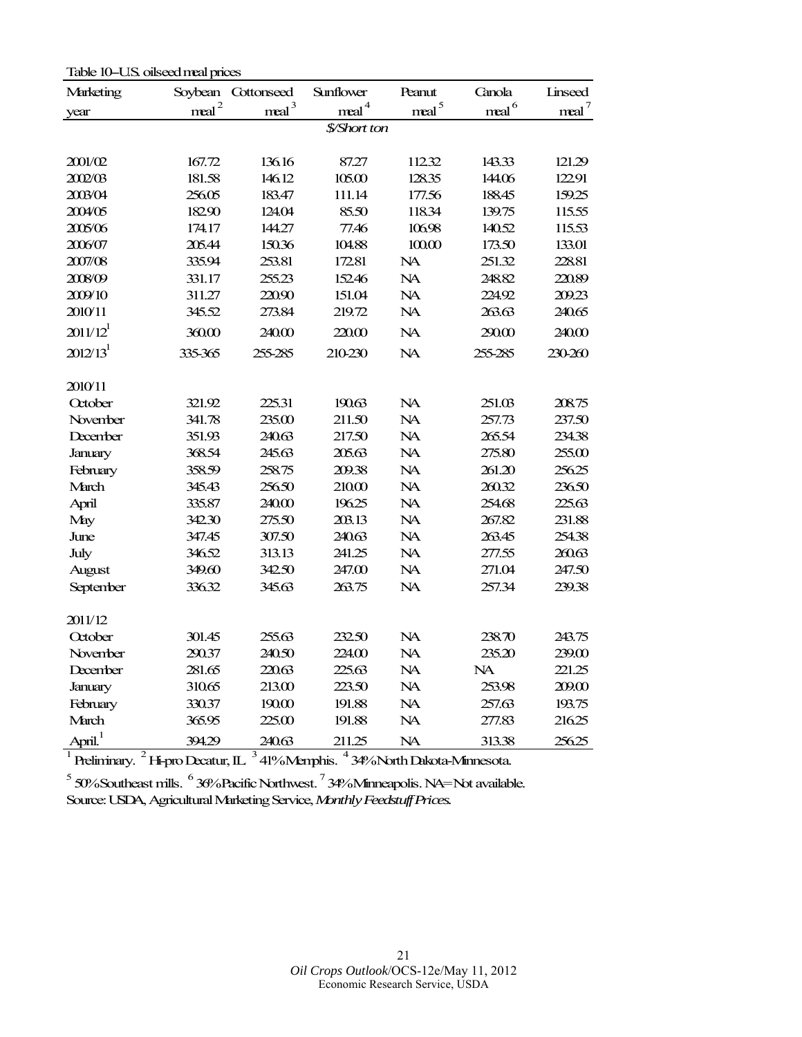Table 10--U.S. oilseed meal prices

| Marketing year | Soybean meal [2] | Cottonseed meal [3] | Sunflower meal [4] | Peanut meal [5] | Canola meal [6] | Linseed meal [7] |
|---|---|---|---|---|---|---|
| | | | *$/Short ton* | | | |
| 2001/02 | 167.72 | 136.16 | 87.27 | 112.32 | 143.33 | 121.29 |
| 2002/03 | 181.58 | 146.12 | 105.00 | 128.35 | 144.06 | 122.91 |
| 2003/04 | 256.05 | 183.47 | 111.14 | 177.56 | 188.45 | 159.25 |
| 2004/05 | 182.90 | 124.04 | 85.50 | 118.34 | 139.75 | 115.55 |
| 2005/06 | 174.17 | 144.27 | 77.46 | 106.98 | 140.52 | 115.53 |
| 2006/07 | 205.44 | 150.36 | 104.88 | 100.00 | 173.50 | 133.01 |
| 2007/08 | 335.94 | 253.81 | 172.81 | NA | 251.32 | 228.81 |
| 2008/09 | 331.17 | 255.23 | 152.46 | NA | 248.82 | 220.89 |
| 2009/10 | 311.27 | 220.90 | 151.04 | NA | 224.92 | 209.23 |
| 2010/11 | 345.52 | 273.84 | 219.72 | NA | 263.63 | 240.65 |
| 2011/12[1] | 360.00 | 240.00 | 220.00 | NA | 290.00 | 240.00 |
| 2012/13[1] | 335-365 | 255-285 | 210-230 | NA | 255-285 | 230-260 |
| | | | | | | |
| 2010/11 | | | | | | |
| October | 321.92 | 225.31 | 190.63 | NA | 251.03 | 208.75 |
| November | 341.78 | 235.00 | 211.50 | NA | 257.73 | 237.50 |
| December | 351.93 | 240.63 | 217.50 | NA | 265.54 | 234.38 |
| January | 368.54 | 245.63 | 205.63 | NA | 275.80 | 255.00 |
| February | 358.59 | 258.75 | 209.38 | NA | 261.20 | 256.25 |
| March | 345.43 | 256.50 | 210.00 | NA | 260.32 | 236.50 |
| April | 335.87 | 240.00 | 196.25 | NA | 254.68 | 225.63 |
| May | 342.30 | 275.50 | 203.13 | NA | 267.82 | 231.88 |
| June | 347.45 | 307.50 | 240.63 | NA | 263.45 | 254.38 |
| July | 346.52 | 313.13 | 241.25 | NA | 277.55 | 260.63 |
| August | 349.60 | 342.50 | 247.00 | NA | 271.04 | 247.50 |
| September | 336.32 | 345.63 | 263.75 | NA | 257.34 | 239.38 |
| | | | | | | |
| 2011/12 | | | | | | |
| October | 301.45 | 255.63 | 232.50 | NA | 238.70 | 243.75 |
| November | 290.37 | 240.50 | 224.00 | NA | 235.20 | 239.00 |
| December | 281.65 | 220.63 | 225.63 | NA | NA | 221.25 |
| January | 310.65 | 213.00 | 223.50 | NA | 253.98 | 209.00 |
| February | 330.37 | 190.00 | 191.88 | NA | 257.63 | 193.75 |
| March | 365.95 | 225.00 | 191.88 | NA | 277.83 | 216.25 |
| April[1] | 394.29 | 240.63 | 211.25 | NA | 313.38 | 256.25 |

[1] Preliminary. [2] Hi-pro Decatur, IL. [3] 41% Memphis. [4] 34% North Dakota-Minnesota.

[5] 50% Southeast mills. [6] 36% Pacific Northwest. [7] 34% Minneapolis. NA=Not available.

Source: USDA, Agricultural Marketing Service, *Monthly Feedstuff Prices.*